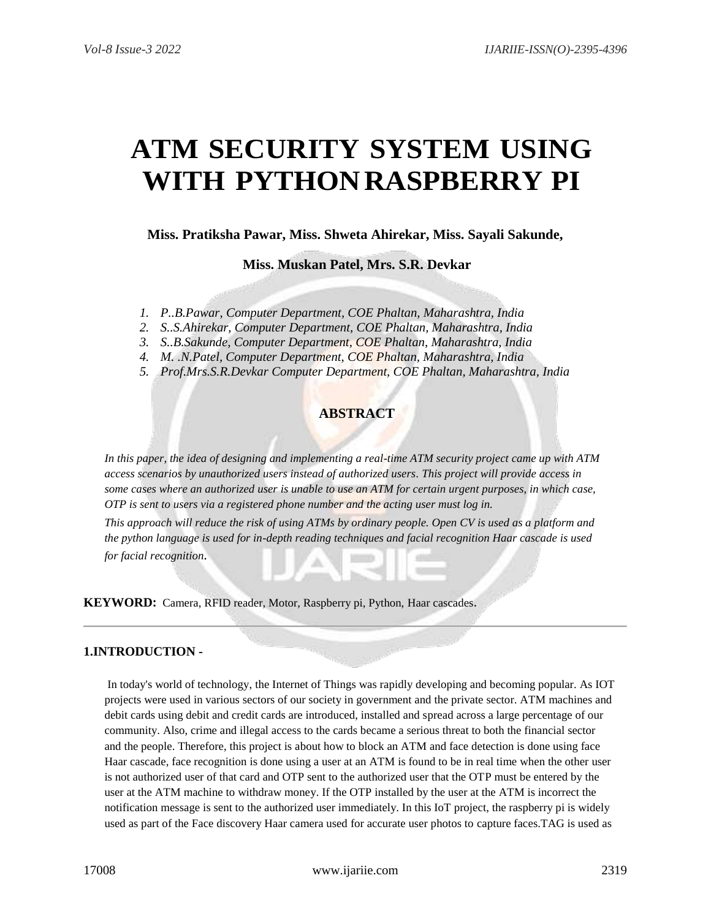# ATM SECURITY SYSTEM USING WITH PYTHON RASPBERRY PI

**Miss. Pratiksha Pawar, Miss. Shweta Ahirekar, Miss. Sayali Sakunde,**

**Miss. Muskan Patel, Mrs. S.R. Devkar**

1. *P..B.Pawar, Computer Department, COE Phaltan, Maharashtra, India*
2. *S..S.Ahirekar, Computer Department, COE Phaltan, Maharashtra, India*
3. *S..B.Sakunde, Computer Department, COE Phaltan, Maharashtra, India*
4. *M. .N.Patel, Computer Department, COE Phaltan, Maharashtra, India*
5. *Prof.Mrs.S.R.Devkar Computer Department, COE Phaltan, Maharashtra, India*

## ABSTRACT

*In this paper, the idea of designing and implementing a real-time ATM security project came up with ATM access scenarios by unauthorized users instead of authorized users. This project will provide access in some cases where an authorized user is unable to use an ATM for certain urgent purposes, in which case, OTP is sent to users via a registered phone number and the acting user must log in.*

*This approach will reduce the risk of using ATMs by ordinary people. Open CV is used as a platform and the python language is used for in-depth reading techniques and facial recognition Haar cascade is used for facial recognition.*

**KEYWORD:** Camera, RFID reader, Motor, Raspberry pi, Python, Haar cascades.

## 1.INTRODUCTION -

In today's world of technology, the Internet of Things was rapidly developing and becoming popular. As IOT projects were used in various sectors of our society in government and the private sector. ATM machines and debit cards using debit and credit cards are introduced, installed and spread across a large percentage of our community. Also, crime and illegal access to the cards became a serious threat to both the financial sector and the people. Therefore, this project is about how to block an ATM and face detection is done using face Haar cascade, face recognition is done using a user at an ATM is found to be in real time when the other user is not authorized user of that card and OTP sent to the authorized user that the OTP must be entered by the user at the ATM machine to withdraw money. If the OTP installed by the user at the ATM is incorrect the notification message is sent to the authorized user immediately. In this IoT project, the raspberry pi is widely used as part of the Face discovery Haar camera used for accurate user photos to capture faces.TAG is used as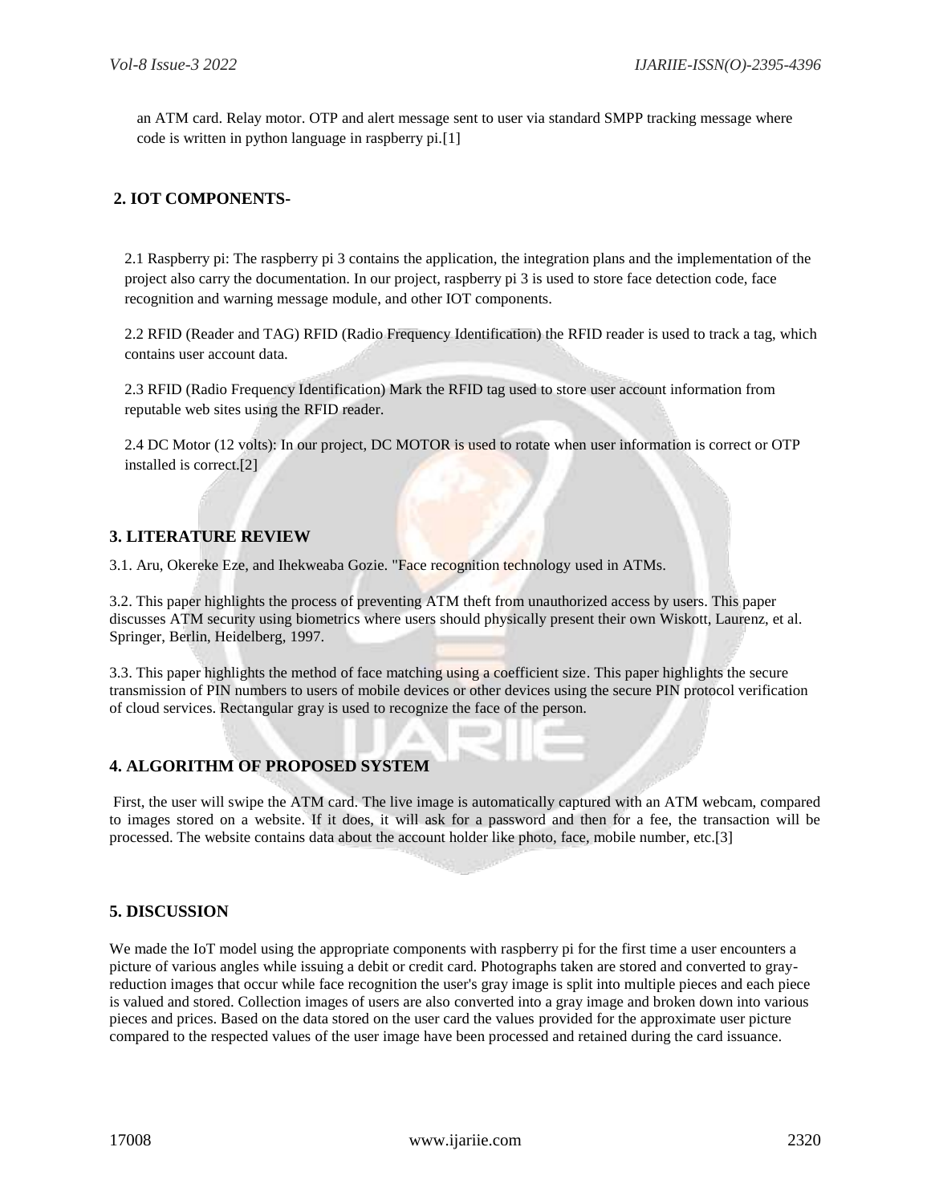an ATM card. Relay motor. OTP and alert message sent to user via standard SMPP tracking message where code is written in python language in raspberry pi.[1]

## 2. IOT COMPONENTS-

2.1 Raspberry pi: The raspberry pi 3 contains the application, the integration plans and the implementation of the project also carry the documentation. In our project, raspberry pi 3 is used to store face detection code, face recognition and warning message module, and other IOT components.

2.2 RFID (Reader and TAG) RFID (Radio Frequency Identification) the RFID reader is used to track a tag, which contains user account data.

2.3 RFID (Radio Frequency Identification) Mark the RFID tag used to store user account information from reputable web sites using the RFID reader.

2.4 DC Motor (12 volts): In our project, DC MOTOR is used to rotate when user information is correct or OTP installed is correct.[2]

## 3. LITERATURE REVIEW

3.1. Aru, Okereke Eze, and Ihekweaba Gozie. "Face recognition technology used in ATMs.

3.2. This paper highlights the process of preventing ATM theft from unauthorized access by users. This paper discusses ATM security using biometrics where users should physically present their own Wiskott, Laurenz, et al. Springer, Berlin, Heidelberg, 1997.

3.3. This paper highlights the method of face matching using a coefficient size. This paper highlights the secure transmission of PIN numbers to users of mobile devices or other devices using the secure PIN protocol verification of cloud services. Rectangular gray is used to recognize the face of the person.

## 4. ALGORITHM OF PROPOSED SYSTEM

First, the user will swipe the ATM card. The live image is automatically captured with an ATM webcam, compared to images stored on a website. If it does, it will ask for a password and then for a fee, the transaction will be processed. The website contains data about the account holder like photo, face, mobile number, etc.[3]

## 5. DISCUSSION

We made the IoT model using the appropriate components with raspberry pi for the first time a user encounters a picture of various angles while issuing a debit or credit card. Photographs taken are stored and converted to gray-reduction images that occur while face recognition the user's gray image is split into multiple pieces and each piece is valued and stored. Collection images of users are also converted into a gray image and broken down into various pieces and prices. Based on the data stored on the user card the values provided for the approximate user picture compared to the respected values of the user image have been processed and retained during the card issuance.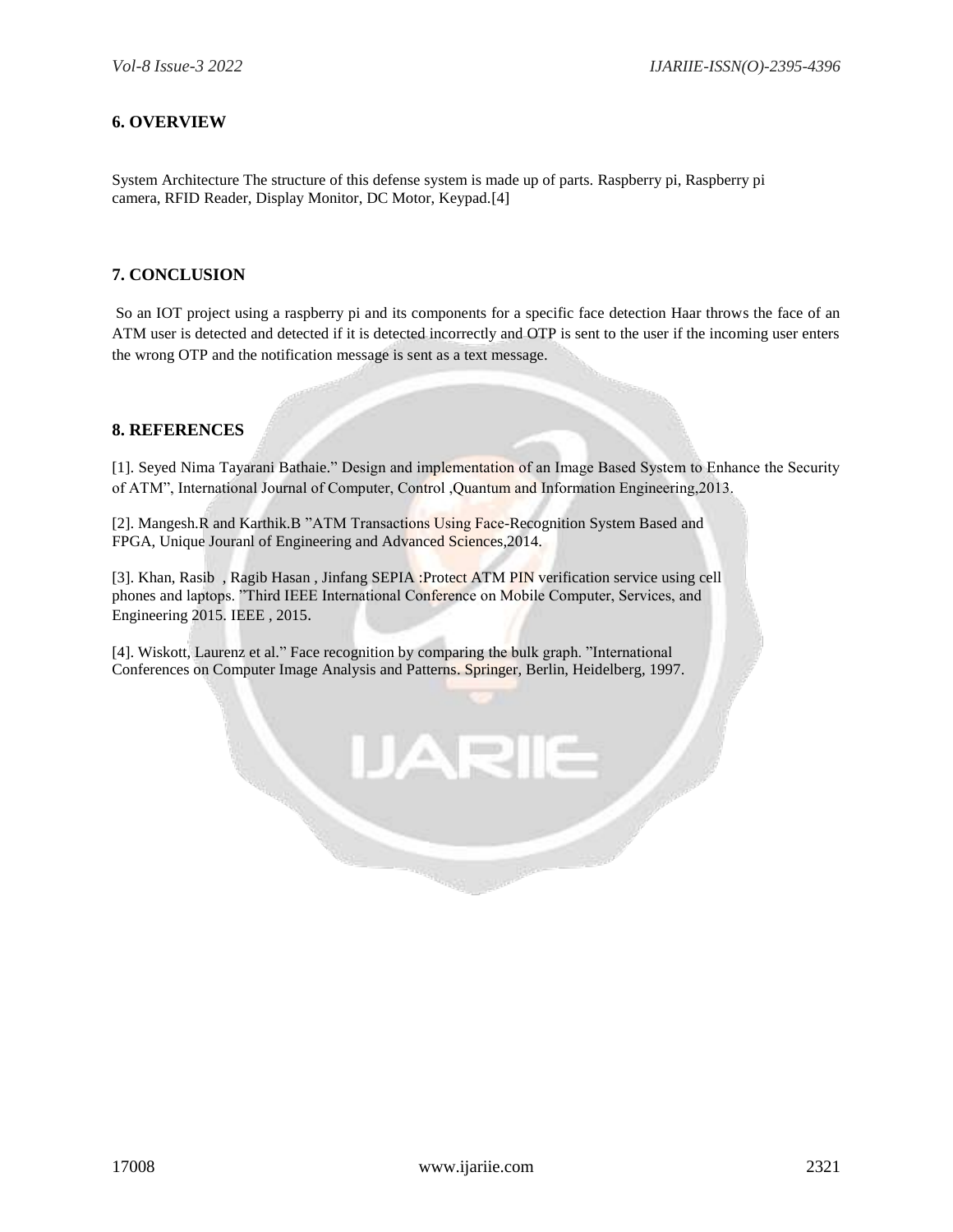## 6. OVERVIEW

System Architecture The structure of this defense system is made up of parts. Raspberry pi, Raspberry pi camera, RFID Reader, Display Monitor, DC Motor, Keypad.[4]

## 7. CONCLUSION

So an IOT project using a raspberry pi and its components for a specific face detection Haar throws the face of an ATM user is detected and detected if it is detected incorrectly and OTP is sent to the user if the incoming user enters the wrong OTP and the notification message is sent as a text message.

## 8. REFERENCES

[1]. Seyed Nima Tayarani Bathaie." Design and implementation of an Image Based System to Enhance the Security of ATM", International Journal of Computer, Control ,Quantum and Information Engineering,2013.

[2]. Mangesh.R and Karthik.B "ATM Transactions Using Face-Recognition System Based and FPGA, Unique Jouranl of Engineering and Advanced Sciences,2014.

[3]. Khan, Rasib , Ragib Hasan , Jinfang SEPIA :Protect ATM PIN verification service using cell phones and laptops. "Third IEEE International Conference on Mobile Computer, Services, and Engineering 2015. IEEE , 2015.

[4]. Wiskott, Laurenz et al." Face recognition by comparing the bulk graph. "International Conferences on Computer Image Analysis and Patterns. Springer, Berlin, Heidelberg, 1997.